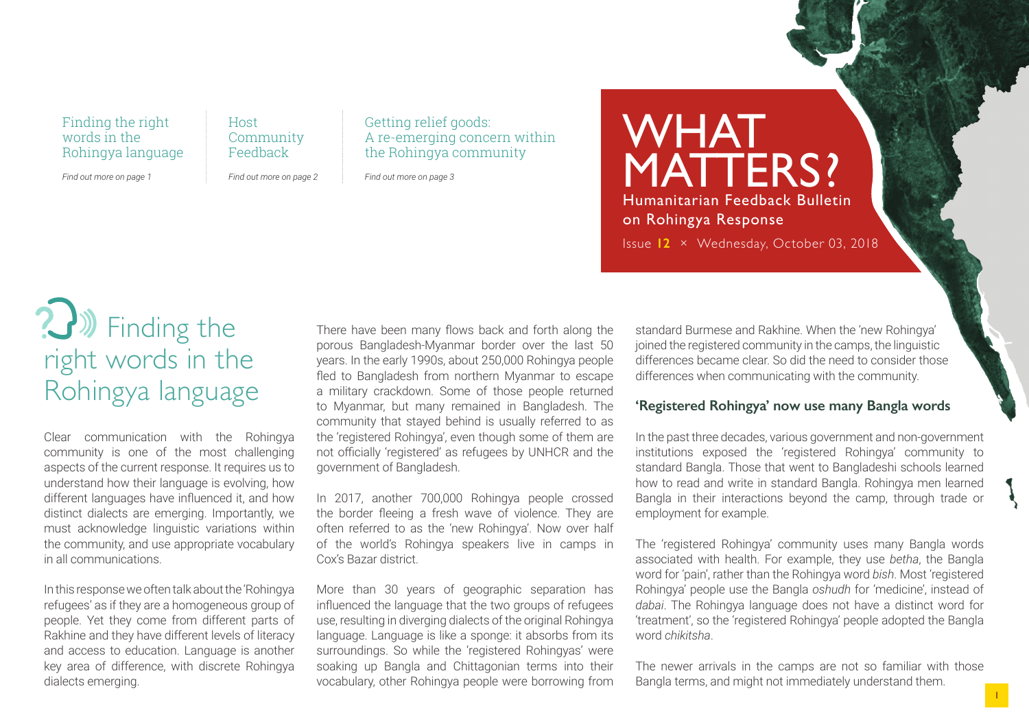Finding the right words in the Rohingya language

*Find out more on page 1*

Host Community Feedback

*Find out more on page 2*

Getting relief goods: A re-emerging concern within the Rohingya community

*Find out more on page 3*

# WHAT MATTERS?

## Humanitarian Feedback Bulletin on Rohingya Response

Issue **12** × Wednesday, October 03, 2018

# Finding the right words in the Rohingya language

Clear communication with the Rohingya community is one of the most challenging aspects of the current response. It requires us to understand how their language is evolving, how different languages have influenced it, and how distinct dialects are emerging. Importantly, we must acknowledge linguistic variations within the community, and use appropriate vocabulary in all communications.

In this response we often talk about the 'Rohingya refugees' as if they are a homogeneous group of people. Yet they come from different parts of Rakhine and they have different levels of literacy and access to education. Language is another key area of difference, with discrete Rohingya dialects emerging.

There have been many flows back and forth along the porous Bangladesh-Myanmar border over the last 50 years. In the early 1990s, about 250,000 Rohingya people fled to Bangladesh from northern Myanmar to escape a military crackdown. Some of those people returned to Myanmar, but many remained in Bangladesh. The community that stayed behind is usually referred to as the 'registered Rohingya', even though some of them are not officially 'registered' as refugees by UNHCR and the government of Bangladesh.

In 2017, another 700,000 Rohingya people crossed the border fleeing a fresh wave of violence. They are often referred to as the 'new Rohingya'. Now over half of the world's Rohingya speakers live in camps in Cox's Bazar district.

More than 30 years of geographic separation has influenced the language that the two groups of refugees use, resulting in diverging dialects of the original Rohingya language. Language is like a sponge: it absorbs from its surroundings. So while the 'registered Rohingyas' were soaking up Bangla and Chittagonian terms into their vocabulary, other Rohingya people were borrowing from standard Burmese and Rakhine. When the 'new Rohingya' joined the registered community in the camps, the linguistic differences became clear. So did the need to consider those differences when communicating with the community.

### 'Registered Rohingya' now use many Bangla words

In the past three decades, various government and non-government institutions exposed the 'registered Rohingya' community to standard Bangla. Those that went to Bangladeshi schools learned how to read and write in standard Bangla. Rohingya men learned Bangla in their interactions beyond the camp, through trade or employment for example.

The 'registered Rohingya' community uses many Bangla words associated with health. For example, they use *betha*, the Bangla word for 'pain', rather than the Rohingya word *bish*. Most 'registered Rohingya' people use the Bangla *oshudh* for 'medicine', instead of *dabai*. The Rohingya language does not have a distinct word for 'treatment', so the 'registered Rohingya' people adopted the Bangla word *chikitsha*.

The newer arrivals in the camps are not so familiar with those Bangla terms, and might not immediately understand them.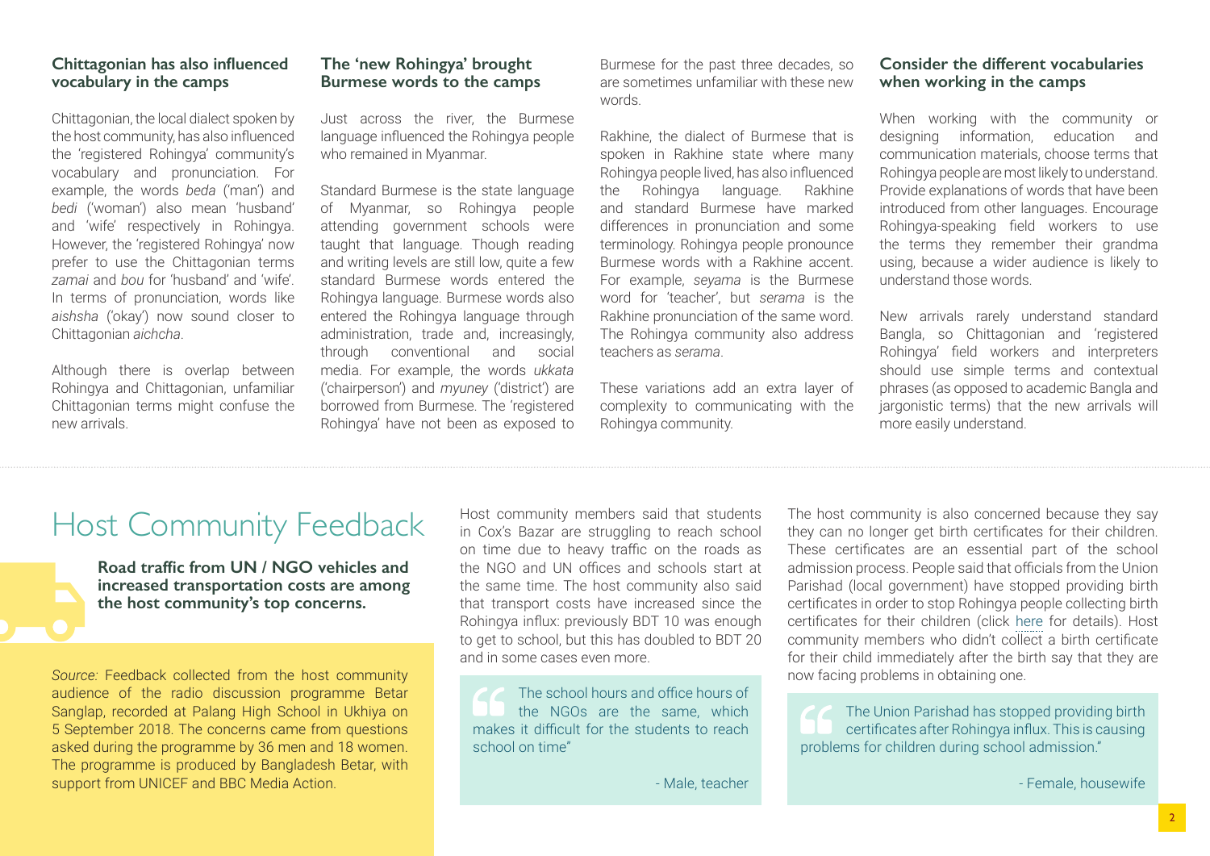### Chittagonian has also influenced vocabulary in the camps

Chittagonian, the local dialect spoken by the host community, has also influenced the 'registered Rohingya' community's vocabulary and pronunciation. For example, the words *beda* ('man') and *bedi* ('woman') also mean 'husband' and 'wife' respectively in Rohingya. However, the 'registered Rohingya' now prefer to use the Chittagonian terms *zamai* and *bou* for 'husband' and 'wife'. In terms of pronunciation, words like *aishsha* ('okay') now sound closer to Chittagonian *aichcha*.

Although there is overlap between Rohingya and Chittagonian, unfamiliar Chittagonian terms might confuse the new arrivals.

### The 'new Rohingya' brought Burmese words to the camps

Just across the river, the Burmese language influenced the Rohingya people who remained in Myanmar.

Standard Burmese is the state language of Myanmar, so Rohingya people attending government schools were taught that language. Though reading and writing levels are still low, quite a few standard Burmese words entered the Rohingya language. Burmese words also entered the Rohingya language through administration, trade and, increasingly, through conventional and social media. For example, the words *ukkata* ('chairperson') and *myuney* ('district') are borrowed from Burmese. The 'registered Rohingya' have not been as exposed to Burmese for the past three decades, so are sometimes unfamiliar with these new words.

Rakhine, the dialect of Burmese that is spoken in Rakhine state where many Rohingya people lived, has also influenced the Rohingya language. Rakhine and standard Burmese have marked differences in pronunciation and some terminology. Rohingya people pronounce Burmese words with a Rakhine accent. For example, *seyama* is the Burmese word for 'teacher', but *serama* is the Rakhine pronunciation of the same word. The Rohingya community also address teachers as *serama*.

These variations add an extra layer of complexity to communicating with the Rohingya community.

### Consider the different vocabularies when working in the camps

When working with the community or designing information, education and communication materials, choose terms that Rohingya people are most likely to understand. Provide explanations of words that have been introduced from other languages. Encourage Rohingya-speaking field workers to use the terms they remember their grandma using, because a wider audience is likely to understand those words.

New arrivals rarely understand standard Bangla, so Chittagonian and 'registered Rohingya' field workers and interpreters should use simple terms and contextual phrases (as opposed to academic Bangla and jargonistic terms) that the new arrivals will more easily understand.

# Host Community Feedback

**Road traffic from UN / NGO vehicles and increased transportation costs are among the host community's top concerns.**

*Source:* Feedback collected from the host community audience of the radio discussion programme Betar Sanglap, recorded at Palang High School in Ukhiya on 5 September 2018. The concerns came from questions asked during the programme by 36 men and 18 women. The programme is produced by Bangladesh Betar, with support from UNICEF and BBC Media Action.

Host community members said that students in Cox's Bazar are struggling to reach school on time due to heavy traffic on the roads as the NGO and UN offices and schools start at the same time. The host community also said that transport costs have increased since the Rohingya influx: previously BDT 10 was enough to get to school, but this has doubled to BDT 20 and in some cases even more.

> "The school hours and office hours of the NGOs are the same, which makes it difficult for the students to reach school on time"
>
> - Male, teacher

The host community is also concerned because they say they can no longer get birth certificates for their children. These certificates are an essential part of the school admission process. People said that officials from the Union Parishad (local government) have stopped providing birth certificates in order to stop Rohingya people collecting birth certificates for their children (click here for details). Host community members who didn't collect a birth certificate for their child immediately after the birth say that they are now facing problems in obtaining one.

> "The Union Parishad has stopped providing birth certificates after Rohingya influx. This is causing problems for children during school admission."
>
> - Female, housewife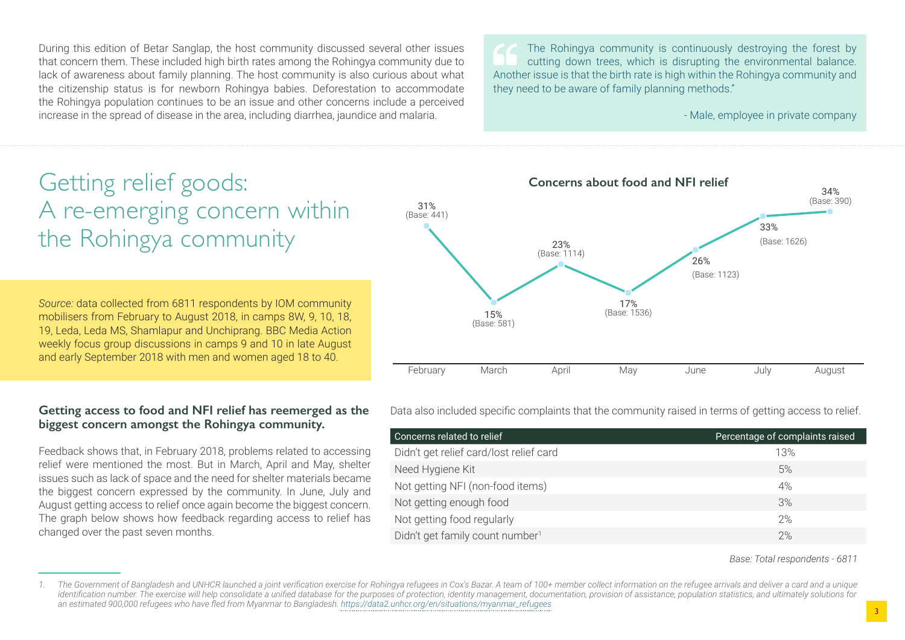During this edition of Betar Sanglap, the host community discussed several other issues that concern them. These included high birth rates among the Rohingya community due to lack of awareness about family planning. The host community is also curious about what the citizenship status is for newborn Rohingya babies. Deforestation to accommodate the Rohingya population continues to be an issue and other concerns include a perceived increase in the spread of disease in the area, including diarrhea, jaundice and malaria.

> "The Rohingya community is continuously destroying the forest by cutting down trees, which is disrupting the environmental balance. Another issue is that the birth rate is high within the Rohingya community and they need to be aware of family planning methods."
>
> - Male, employee in private company

# Getting relief goods: A re-emerging concern within the Rohingya community

*Source:* data collected from 6811 respondents by IOM community mobilisers from February to August 2018, in camps 8W, 9, 10, 18, 19, Leda, Leda MS, Shamlapur and Unchiprang. BBC Media Action weekly focus group discussions in camps 9 and 10 in late August and early September 2018 with men and women aged 18 to 40.

**Concerns about food and NFI relief**

| Month | Percentage | Base |
|---|---|---|
| February | 31% | 441 |
| March | 15% | 581 |
| April | 23% | 1114 |
| May | 17% | 1536 |
| June | 26% | 1123 |
| July | 33% | 1626 |
| August | 34% | 390 |

**Getting access to food and NFI relief has reemerged as the biggest concern amongst the Rohingya community.**

Feedback shows that, in February 2018, problems related to accessing relief were mentioned the most. But in March, April and May, shelter issues such as lack of space and the need for shelter materials became the biggest concern expressed by the community. In June, July and August getting access to relief once again become the biggest concern. The graph below shows how feedback regarding access to relief has changed over the past seven months.

Data also included specific complaints that the community raised in terms of getting access to relief.

| Concerns related to relief | Percentage of complaints raised |
|---|---|
| Didn't get relief card/lost relief card | 13% |
| Need Hygiene Kit | 5% |
| Not getting NFI (non-food items) | 4% |
| Not getting enough food | 3% |
| Not getting food regularly | 2% |
| Didn't get family count number[1] | 2% |

*Base: Total respondents - 6811*

1. *The Government of Bangladesh and UNHCR launched a joint verification exercise for Rohingya refugees in Cox's Bazar. A team of 100+ member collect information on the refugee arrivals and deliver a card and a unique identification number. The exercise will help consolidate a unified database for the purposes of protection, identity management, documentation, provision of assistance, population statistics, and ultimately solutions for an estimated 900,000 refugees who have fled from Myanmar to Bangladesh. https://data2.unhcr.org/en/situations/myanmar_refugees*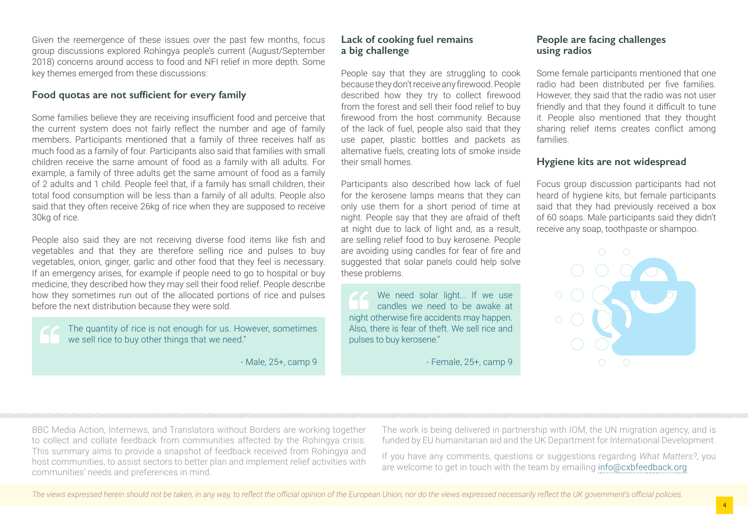Given the reemergence of these issues over the past few months, focus group discussions explored Rohingya people's current (August/September 2018) concerns around access to food and NFI relief in more depth. Some key themes emerged from these discussions:

### Food quotas are not sufficient for every family

Some families believe they are receiving insufficient food and perceive that the current system does not fairly reflect the number and age of family members. Participants mentioned that a family of three receives half as much food as a family of four. Participants also said that families with small children receive the same amount of food as a family with all adults. For example, a family of three adults get the same amount of food as a family of 2 adults and 1 child. People feel that, if a family has small children, their total food consumption will be less than a family of all adults. People also said that they often receive 26kg of rice when they are supposed to receive 30kg of rice.

People also said they are not receiving diverse food items like fish and vegetables and that they are therefore selling rice and pulses to buy vegetables, onion, ginger, garlic and other food that they feel is necessary. If an emergency arises, for example if people need to go to hospital or buy medicine, they described how they may sell their food relief. People describe how they sometimes run out of the allocated portions of rice and pulses before the next distribution because they were sold.

> The quantity of rice is not enough for us. However, sometimes we sell rice to buy other things that we need."
>
> \- Male, 25+, camp 9

### Lack of cooking fuel remains a big challenge

People say that they are struggling to cook because they don't receive any firewood. People described how they try to collect firewood from the forest and sell their food relief to buy firewood from the host community. Because of the lack of fuel, people also said that they use paper, plastic bottles and packets as alternative fuels, creating lots of smoke inside their small homes.

Participants also described how lack of fuel for the kerosene lamps means that they can only use them for a short period of time at night. People say that they are afraid of theft at night due to lack of light and, as a result, are selling relief food to buy kerosene. People are avoiding using candles for fear of fire and suggested that solar panels could help solve these problems.

> We need solar light... If we use candles we need to be awake at night otherwise fire accidents may happen. Also, there is fear of theft. We sell rice and pulses to buy kerosene."
>
> \- Female, 25+, camp 9

### People are facing challenges using radios

Some female participants mentioned that one radio had been distributed per five families. However, they said that the radio was not user friendly and that they found it difficult to tune it. People also mentioned that they thought sharing relief items creates conflict among families.

### Hygiene kits are not widespread

Focus group discussion participants had not heard of hygiene kits, but female participants said that they had previously received a box of 60 soaps. Male participants said they didn't receive any soap, toothpaste or shampoo.

---

BBC Media Action, Internews, and Translators without Borders are working together to collect and collate feedback from communities affected by the Rohingya crisis. This summary aims to provide a snapshot of feedback received from Rohingya and host communities, to assist sectors to better plan and implement relief activities with communities' needs and preferences in mind.

The work is being delivered in partnership with IOM, the UN migration agency, and is funded by EU humanitarian aid and the UK Department for International Development.

If you have any comments, questions or suggestions regarding *What Matters?*, you are welcome to get in touch with the team by emailing info@cxbfeedback.org

*The views expressed herein should not be taken, in any way, to reflect the official opinion of the European Union, nor do the views expressed necessarily reflect the UK government's official policies.*